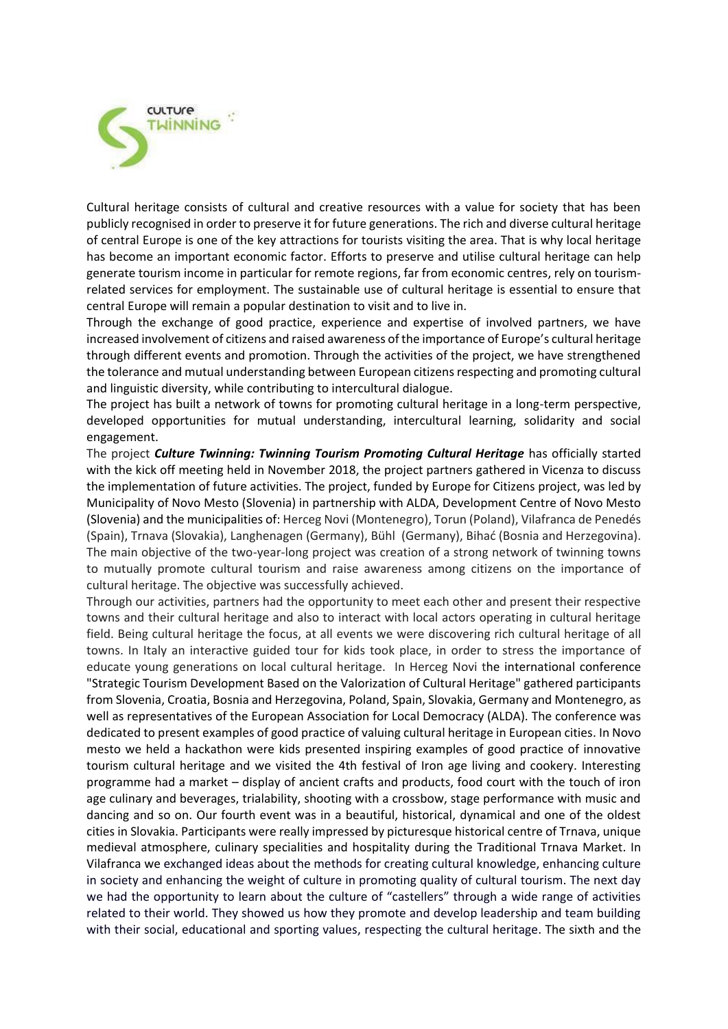Cultural heritage consists of cultural and creative resources with a value for society that has been publicly recognised in order to preserve it for future generations. The rich and diverse cultural heritage of central Europe is one of the key attractions for tourists visiting the area. That is why local heritage has become an important economic factor. Efforts to preserve and utilise cultural heritage can help generate tourism income in particular for remote regions, far from economic centres, rely on tourism-related services for employment. The sustainable use of cultural heritage is essential to ensure that central Europe will remain a popular destination to visit and to live in.

Through the exchange of good practice, experience and expertise of involved partners, we have increased involvement of citizens and raised awareness of the importance of Europe's cultural heritage through different events and promotion. Through the activities of the project, we have strengthened the tolerance and mutual understanding between European citizens respecting and promoting cultural and linguistic diversity, while contributing to intercultural dialogue.

The project has built a network of towns for promoting cultural heritage in a long-term perspective, developed opportunities for mutual understanding, intercultural learning, solidarity and social engagement.

The project ***Culture Twinning: Twinning Tourism Promoting Cultural Heritage*** has officially started with the kick off meeting held in November 2018, the project partners gathered in Vicenza to discuss the implementation of future activities. The project, funded by Europe for Citizens project, was led by Municipality of Novo Mesto (Slovenia) in partnership with ALDA, Development Centre of Novo Mesto (Slovenia) and the municipalities of: Herceg Novi (Montenegro), Torun (Poland), Vilafranca de Penedés (Spain), Trnava (Slovakia), Langhenagen (Germany), Bühl (Germany), Bihać (Bosnia and Herzegovina). The main objective of the two-year-long project was creation of a strong network of twinning towns to mutually promote cultural tourism and raise awareness among citizens on the importance of cultural heritage. The objective was successfully achieved.

Through our activities, partners had the opportunity to meet each other and present their respective towns and their cultural heritage and also to interact with local actors operating in cultural heritage field. Being cultural heritage the focus, at all events we were discovering rich cultural heritage of all towns. In Italy an interactive guided tour for kids took place, in order to stress the importance of educate young generations on local cultural heritage. In Herceg Novi the international conference "Strategic Tourism Development Based on the Valorization of Cultural Heritage" gathered participants from Slovenia, Croatia, Bosnia and Herzegovina, Poland, Spain, Slovakia, Germany and Montenegro, as well as representatives of the European Association for Local Democracy (ALDA). The conference was dedicated to present examples of good practice of valuing cultural heritage in European cities. In Novo mesto we held a hackathon were kids presented inspiring examples of good practice of innovative tourism cultural heritage and we visited the 4th festival of Iron age living and cookery. Interesting programme had a market – display of ancient crafts and products, food court with the touch of iron age culinary and beverages, trialability, shooting with a crossbow, stage performance with music and dancing and so on. Our fourth event was in a beautiful, historical, dynamical and one of the oldest cities in Slovakia. Participants were really impressed by picturesque historical centre of Trnava, unique medieval atmosphere, culinary specialities and hospitality during the Traditional Trnava Market. In Vilafranca we exchanged ideas about the methods for creating cultural knowledge, enhancing culture in society and enhancing the weight of culture in promoting quality of cultural tourism. The next day we had the opportunity to learn about the culture of "castellers" through a wide range of activities related to their world. They showed us how they promote and develop leadership and team building with their social, educational and sporting values, respecting the cultural heritage. The sixth and the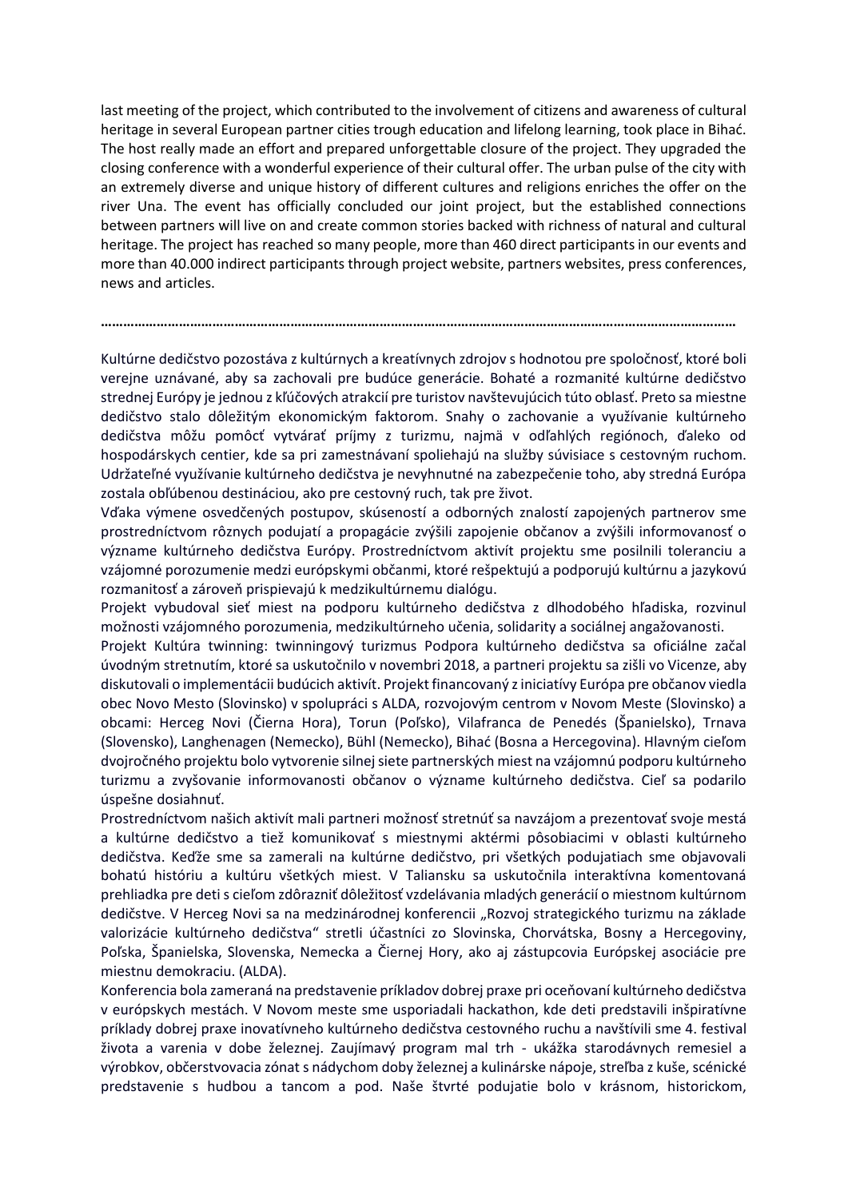last meeting of the project, which contributed to the involvement of citizens and awareness of cultural heritage in several European partner cities trough education and lifelong learning, took place in Bihać. The host really made an effort and prepared unforgettable closure of the project. They upgraded the closing conference with a wonderful experience of their cultural offer. The urban pulse of the city with an extremely diverse and unique history of different cultures and religions enriches the offer on the river Una. The event has officially concluded our joint project, but the established connections between partners will live on and create common stories backed with richness of natural and cultural heritage. The project has reached so many people, more than 460 direct participants in our events and more than 40.000 indirect participants through project website, partners websites, press conferences, news and articles.

………………………………………………………………………………………………………………………………………………………

Kultúrne dedičstvo pozostáva z kultúrnych a kreatívnych zdrojov s hodnotou pre spoločnosť, ktoré boli verejne uznávané, aby sa zachovali pre budúce generácie. Bohaté a rozmanité kultúrne dedičstvo strednej Európy je jednou z kľúčových atrakcií pre turistov navštevujúcich túto oblasť. Preto sa miestne dedičstvo stalo dôležitým ekonomickým faktorom. Snahy o zachovanie a využívanie kultúrneho dedičstva môžu pomôcť vytvárať príjmy z turizmu, najmä v odľahlých regiónoch, ďaleko od hospodárskych centier, kde sa pri zamestnávaní spoliehajú na služby súvisiace s cestovným ruchom. Udržateľné využívanie kultúrneho dedičstva je nevyhnutné na zabezpečenie toho, aby stredná Európa zostala obľúbenou destináciou, ako pre cestovný ruch, tak pre život.

Vďaka výmene osvedčených postupov, skúseností a odborných znalostí zapojených partnerov sme prostredníctvom rôznych podujatí a propagácie zvýšili zapojenie občanov a zvýšili informovanosť o význame kultúrneho dedičstva Európy. Prostredníctvom aktivít projektu sme posilnili toleranciu a vzájomné porozumenie medzi európskymi občanmi, ktoré rešpektujú a podporujú kultúrnu a jazykovú rozmanitosť a zároveň prispievajú k medzikultúrnemu dialógu.

Projekt vybudoval sieť miest na podporu kultúrneho dedičstva z dlhodobého hľadiska, rozvinul možnosti vzájomného porozumenia, medzikultúrneho učenia, solidarity a sociálnej angažovanosti.

Projekt Kultúra twinning: twinningový turizmus Podpora kultúrneho dedičstva sa oficiálne začal úvodným stretnutím, ktoré sa uskutočnilo v novembri 2018, a partneri projektu sa zišli vo Vicenze, aby diskutovali o implementácii budúcich aktivít. Projekt financovaný z iniciatívy Európa pre občanov viedla obec Novo Mesto (Slovinsko) v spolupráci s ALDA, rozvojovým centrom v Novom Meste (Slovinsko) a obcami: Herceg Novi (Čierna Hora), Torun (Poľsko), Vilafranca de Penedés (Španielsko), Trnava (Slovensko), Langhenagen (Nemecko), Bühl (Nemecko), Bihać (Bosna a Hercegovina). Hlavným cieľom dvojročného projektu bolo vytvorenie silnej siete partnerských miest na vzájomnú podporu kultúrneho turizmu a zvyšovanie informovanosti občanov o význame kultúrneho dedičstva. Cieľ sa podarilo úspešne dosiahnuť.

Prostredníctvom našich aktivít mali partneri možnosť stretnúť sa navzájom a prezentovať svoje mestá a kultúrne dedičstvo a tiež komunikovať s miestnymi aktérmi pôsobiacimi v oblasti kultúrneho dedičstva. Keďže sme sa zamerali na kultúrne dedičstvo, pri všetkých podujatiach sme objavovali bohatú históriu a kultúru všetkých miest. V Taliansku sa uskutočnila interaktívna komentovaná prehliadka pre deti s cieľom zdôrazniť dôležitosť vzdelávania mladých generácií o miestnom kultúrnom dedičstve. V Herceg Novi sa na medzinárodnej konferencii „Rozvoj strategického turizmu na základe valorizácie kultúrneho dedičstva" stretli účastníci zo Slovinska, Chorvátska, Bosny a Hercegoviny, Poľska, Španielska, Slovenska, Nemecka a Čiernej Hory, ako aj zástupcovia Európskej asociácie pre miestnu demokraciu. (ALDA).

Konferencia bola zameraná na predstavenie príkladov dobrej praxe pri oceňovaní kultúrneho dedičstva v európskych mestách. V Novom meste sme usporiadali hackathon, kde deti predstavili inšpiratívne príklady dobrej praxe inovatívneho kultúrneho dedičstva cestovného ruchu a navštívili sme 4. festival života a varenia v dobe železnej. Zaujímavý program mal trh - ukážka starodávnych remesiel a výrobkov, občerstvovacia zónat s nádychom doby železnej a kulinárske nápoje, streľba z kuše, scénické predstavenie s hudbou a tancom a pod. Naše štvrté podujatie bolo v krásnom, historickom,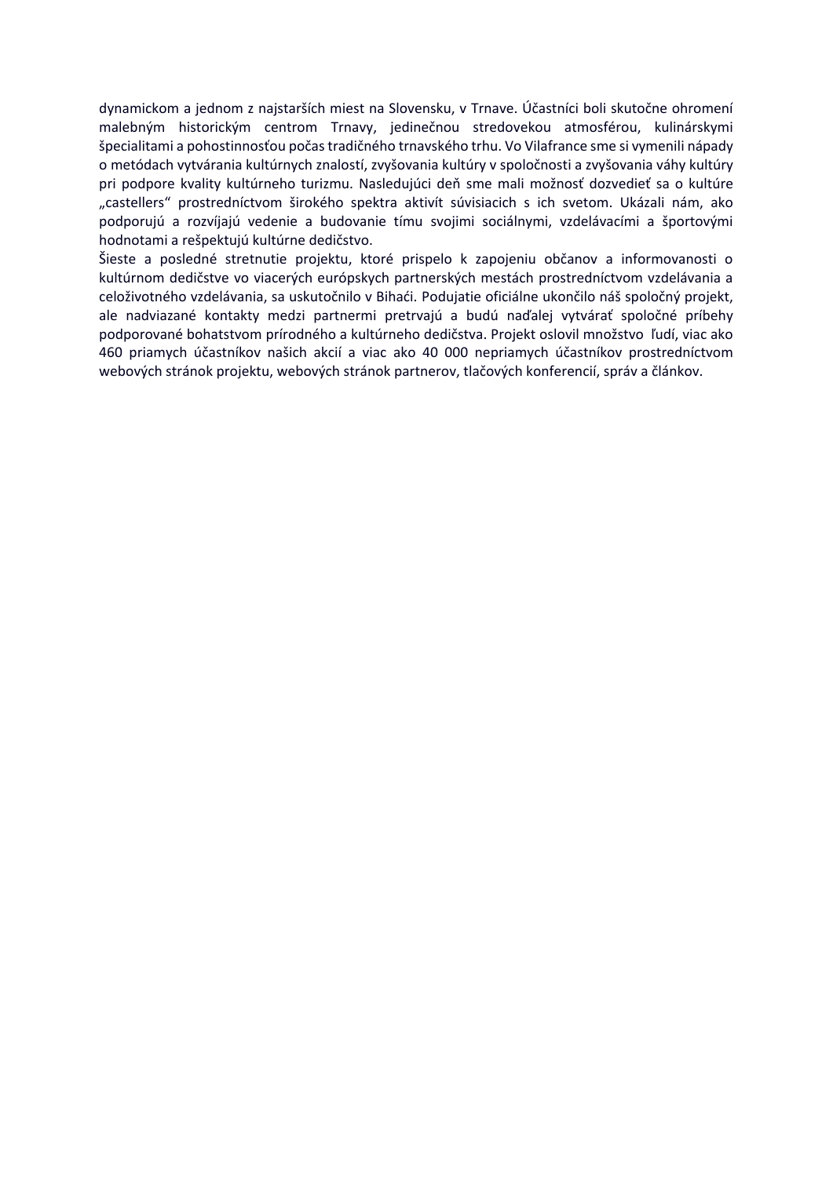dynamickom a jednom z najstarších miest na Slovensku, v Trnave. Účastníci boli skutočne ohromení malebným historickým centrom Trnavy, jedinečnou stredovekou atmosférou, kulinárskymi špecialitami a pohostinnosťou počas tradičného trnavského trhu. Vo Vilafrance sme si vymenili nápady o metódach vytvárania kultúrnych znalostí, zvyšovania kultúry v spoločnosti a zvyšovania váhy kultúry pri podpore kvality kultúrneho turizmu. Nasledujúci deň sme mali možnosť dozvedieť sa o kultúre „castellers" prostredníctvom širokého spektra aktivít súvisiacich s ich svetom. Ukázali nám, ako podporujú a rozvíjajú vedenie a budovanie tímu svojimi sociálnymi, vzdelávacími a športovými hodnotami a rešpektujú kultúrne dedičstvo.

Šieste a posledné stretnutie projektu, ktoré prispelo k zapojeniu občanov a informovanosti o kultúrnom dedičstve vo viacerých európskych partnerských mestách prostredníctvom vzdelávania a celoživotného vzdelávania, sa uskutočnilo v Bihaći. Podujatie oficiálne ukončilo náš spoločný projekt, ale nadviazané kontakty medzi partnermi pretrvajú a budú naďalej vytvárať spoločné príbehy podporované bohatstvom prírodného a kultúrneho dedičstva. Projekt oslovil množstvo ľudí, viac ako 460 priamych účastníkov našich akcií a viac ako 40 000 nepriamych účastníkov prostredníctvom webových stránok projektu, webových stránok partnerov, tlačových konferencií, správ a článkov.